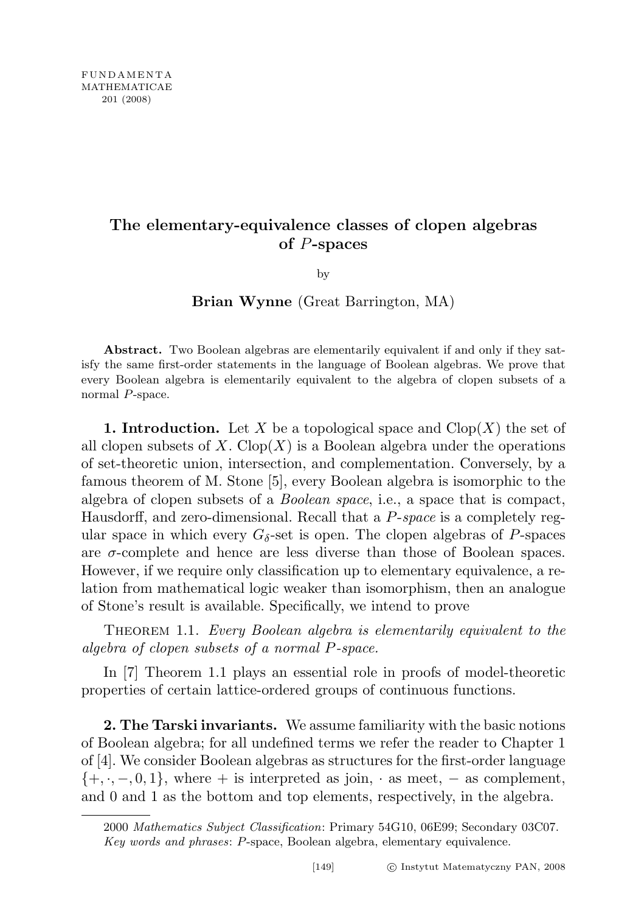# The elementary-equivalence classes of clopen algebras of $P$-spaces

by

**Brian Wynne** (Great Barrington, MA)

**Abstract.** Two Boolean algebras are elementarily equivalent if and only if they satisfy the same first-order statements in the language of Boolean algebras. We prove that every Boolean algebra is elementarily equivalent to the algebra of clopen subsets of a normal $P$-space.

**1. Introduction.** Let $X$ be a topological space and $\operatorname{Clop}(X)$ the set of all clopen subsets of $X$. $\operatorname{Clop}(X)$ is a Boolean algebra under the operations of set-theoretic union, intersection, and complementation. Conversely, by a famous theorem of M. Stone [5], every Boolean algebra is isomorphic to the algebra of clopen subsets of a *Boolean space*, i.e., a space that is compact, Hausdorff, and zero-dimensional. Recall that a *$P$-space* is a completely regular space in which every $G_\delta$-set is open. The clopen algebras of $P$-spaces are $\sigma$-complete and hence are less diverse than those of Boolean spaces. However, if we require only classification up to elementary equivalence, a relation from mathematical logic weaker than isomorphism, then an analogue of Stone's result is available. Specifically, we intend to prove

Theorem 1.1. *Every Boolean algebra is elementarily equivalent to the algebra of clopen subsets of a normal $P$-space.*

In [7] Theorem 1.1 plays an essential role in proofs of model-theoretic properties of certain lattice-ordered groups of continuous functions.

**2. The Tarski invariants.** We assume familiarity with the basic notions of Boolean algebra; for all undefined terms we refer the reader to Chapter 1 of [4]. We consider Boolean algebras as structures for the first-order language $\{+, \cdot, -, 0, 1\}$, where $+$ is interpreted as join, $\cdot$ as meet, $-$ as complement, and 0 and 1 as the bottom and top elements, respectively, in the algebra.

2000 *Mathematics Subject Classification*: Primary 54G10, 06E99; Secondary 03C07.
*Key words and phrases*: $P$-space, Boolean algebra, elementary equivalence.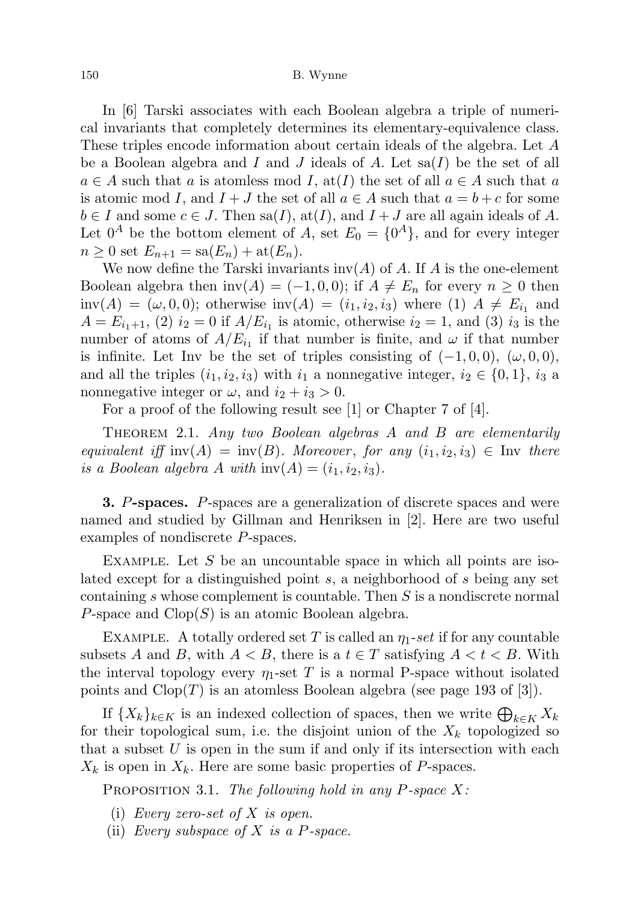In [6] Tarski associates with each Boolean algebra a triple of numerical invariants that completely determines its elementary-equivalence class. These triples encode information about certain ideals of the algebra. Let $A$ be a Boolean algebra and $I$ and $J$ ideals of $A$. Let $\mathrm{sa}(I)$ be the set of all $a \in A$ such that $a$ is atomless mod $I$, $\mathrm{at}(I)$ the set of all $a \in A$ such that $a$ is atomic mod $I$, and $I + J$ the set of all $a \in A$ such that $a = b + c$ for some $b \in I$ and some $c \in J$. Then $\mathrm{sa}(I)$, $\mathrm{at}(I)$, and $I + J$ are all again ideals of $A$. Let $0^A$ be the bottom element of $A$, set $E_0 = \{0^A\}$, and for every integer $n \geq 0$ set $E_{n+1} = \mathrm{sa}(E_n) + \mathrm{at}(E_n)$.

We now define the Tarski invariants $\mathrm{inv}(A)$ of $A$. If $A$ is the one-element Boolean algebra then $\mathrm{inv}(A) = (-1, 0, 0)$; if $A \neq E_n$ for every $n \geq 0$ then $\mathrm{inv}(A) = (\omega, 0, 0)$; otherwise $\mathrm{inv}(A) = (i_1, i_2, i_3)$ where (1) $A \neq E_{i_1}$ and $A = E_{i_1+1}$, (2) $i_2 = 0$ if $A/E_{i_1}$ is atomic, otherwise $i_2 = 1$, and (3) $i_3$ is the number of atoms of $A/E_{i_1}$ if that number is finite, and $\omega$ if that number is infinite. Let Inv be the set of triples consisting of $(-1, 0, 0)$, $(\omega, 0, 0)$, and all the triples $(i_1, i_2, i_3)$ with $i_1$ a nonnegative integer, $i_2 \in \{0, 1\}$, $i_3$ a nonnegative integer or $\omega$, and $i_2 + i_3 > 0$.

For a proof of the following result see [1] or Chapter 7 of [4].

Theorem 2.1. *Any two Boolean algebras $A$ and $B$ are elementarily equivalent iff $\mathrm{inv}(A) = \mathrm{inv}(B)$. Moreover, for any $(i_1, i_2, i_3) \in \mathrm{Inv}$ there is a Boolean algebra $A$ with $\mathrm{inv}(A) = (i_1, i_2, i_3)$.*

**3. $P$-spaces.** $P$-spaces are a generalization of discrete spaces and were named and studied by Gillman and Henriksen in [2]. Here are two useful examples of nondiscrete $P$-spaces.

Example. Let $S$ be an uncountable space in which all points are isolated except for a distinguished point $s$, a neighborhood of $s$ being any set containing $s$ whose complement is countable. Then $S$ is a nondiscrete normal $P$-space and $\mathrm{Clop}(S)$ is an atomic Boolean algebra.

Example. A totally ordered set $T$ is called an *$\eta_1$-set* if for any countable subsets $A$ and $B$, with $A < B$, there is a $t \in T$ satisfying $A < t < B$. With the interval topology every $\eta_1$-set $T$ is a normal P-space without isolated points and $\mathrm{Clop}(T)$ is an atomless Boolean algebra (see page 193 of [3]).

If $\{X_k\}_{k \in K}$ is an indexed collection of spaces, then we write $\bigoplus_{k \in K} X_k$ for their topological sum, i.e. the disjoint union of the $X_k$ topologized so that a subset $U$ is open in the sum if and only if its intersection with each $X_k$ is open in $X_k$. Here are some basic properties of $P$-spaces.

Proposition 3.1. *The following hold in any $P$-space $X$:*

(i) *Every zero-set of $X$ is open.*
(ii) *Every subspace of $X$ is a $P$-space.*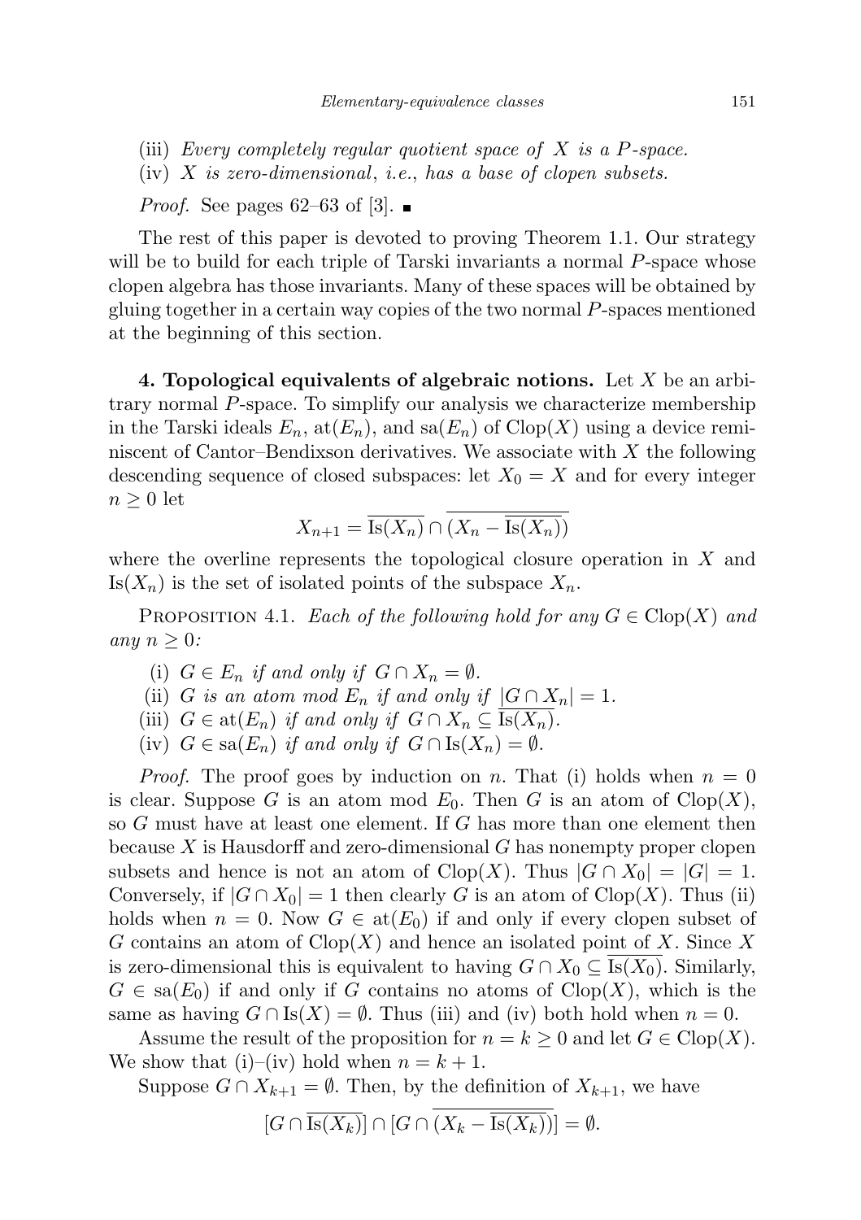(iii) *Every completely regular quotient space of $X$ is a $P$-space.*

(iv) *$X$ is zero-dimensional*, *i.e.*, *has a base of clopen subsets.*

*Proof.* See pages 62–63 of [3]. ∎

The rest of this paper is devoted to proving Theorem 1.1. Our strategy will be to build for each triple of Tarski invariants a normal $P$-space whose clopen algebra has those invariants. Many of these spaces will be obtained by gluing together in a certain way copies of the two normal $P$-spaces mentioned at the beginning of this section.

**4. Topological equivalents of algebraic notions.** Let $X$ be an arbitrary normal $P$-space. To simplify our analysis we characterize membership in the Tarski ideals $E_n$, $\mathrm{at}(E_n)$, and $\mathrm{sa}(E_n)$ of $\mathrm{Clop}(X)$ using a device reminiscent of Cantor–Bendixson derivatives. We associate with $X$ the following descending sequence of closed subspaces: let $X_0 = X$ and for every integer $n \geq 0$ let

$$X_{n+1} = \overline{\mathrm{Is}(X_n)} \cap \overline{(X_n - \overline{\mathrm{Is}(X_n)})}$$

where the overline represents the topological closure operation in $X$ and $\mathrm{Is}(X_n)$ is the set of isolated points of the subspace $X_n$.

Proposition 4.1. *Each of the following hold for any $G \in \mathrm{Clop}(X)$ and any $n \geq 0$:*

(i) *$G \in E_n$ if and only if $G \cap X_n = \emptyset$.*

(ii) *$G$ is an atom mod $E_n$ if and only if $|G \cap X_n| = 1$.*

(iii) *$G \in \mathrm{at}(E_n)$ if and only if $G \cap X_n \subseteq \overline{\mathrm{Is}(X_n)}$.*

(iv) *$G \in \mathrm{sa}(E_n)$ if and only if $G \cap \mathrm{Is}(X_n) = \emptyset$.*

*Proof.* The proof goes by induction on $n$. That (i) holds when $n = 0$ is clear. Suppose $G$ is an atom mod $E_0$. Then $G$ is an atom of $\mathrm{Clop}(X)$, so $G$ must have at least one element. If $G$ has more than one element then because $X$ is Hausdorff and zero-dimensional $G$ has nonempty proper clopen subsets and hence is not an atom of $\mathrm{Clop}(X)$. Thus $|G \cap X_0| = |G| = 1$. Conversely, if $|G \cap X_0| = 1$ then clearly $G$ is an atom of $\mathrm{Clop}(X)$. Thus (ii) holds when $n = 0$. Now $G \in \mathrm{at}(E_0)$ if and only if every clopen subset of $G$ contains an atom of $\mathrm{Clop}(X)$ and hence an isolated point of $X$. Since $X$ is zero-dimensional this is equivalent to having $G \cap X_0 \subseteq \overline{\mathrm{Is}(X_0)}$. Similarly, $G \in \mathrm{sa}(E_0)$ if and only if $G$ contains no atoms of $\mathrm{Clop}(X)$, which is the same as having $G \cap \mathrm{Is}(X) = \emptyset$. Thus (iii) and (iv) both hold when $n = 0$.

Assume the result of the proposition for $n = k \geq 0$ and let $G \in \mathrm{Clop}(X)$. We show that (i)–(iv) hold when $n = k + 1$.

Suppose $G \cap X_{k+1} = \emptyset$. Then, by the definition of $X_{k+1}$, we have

$$[G \cap \overline{\mathrm{Is}(X_k)}] \cap [G \cap \overline{(X_k - \overline{\mathrm{Is}(X_k)})}] = \emptyset.$$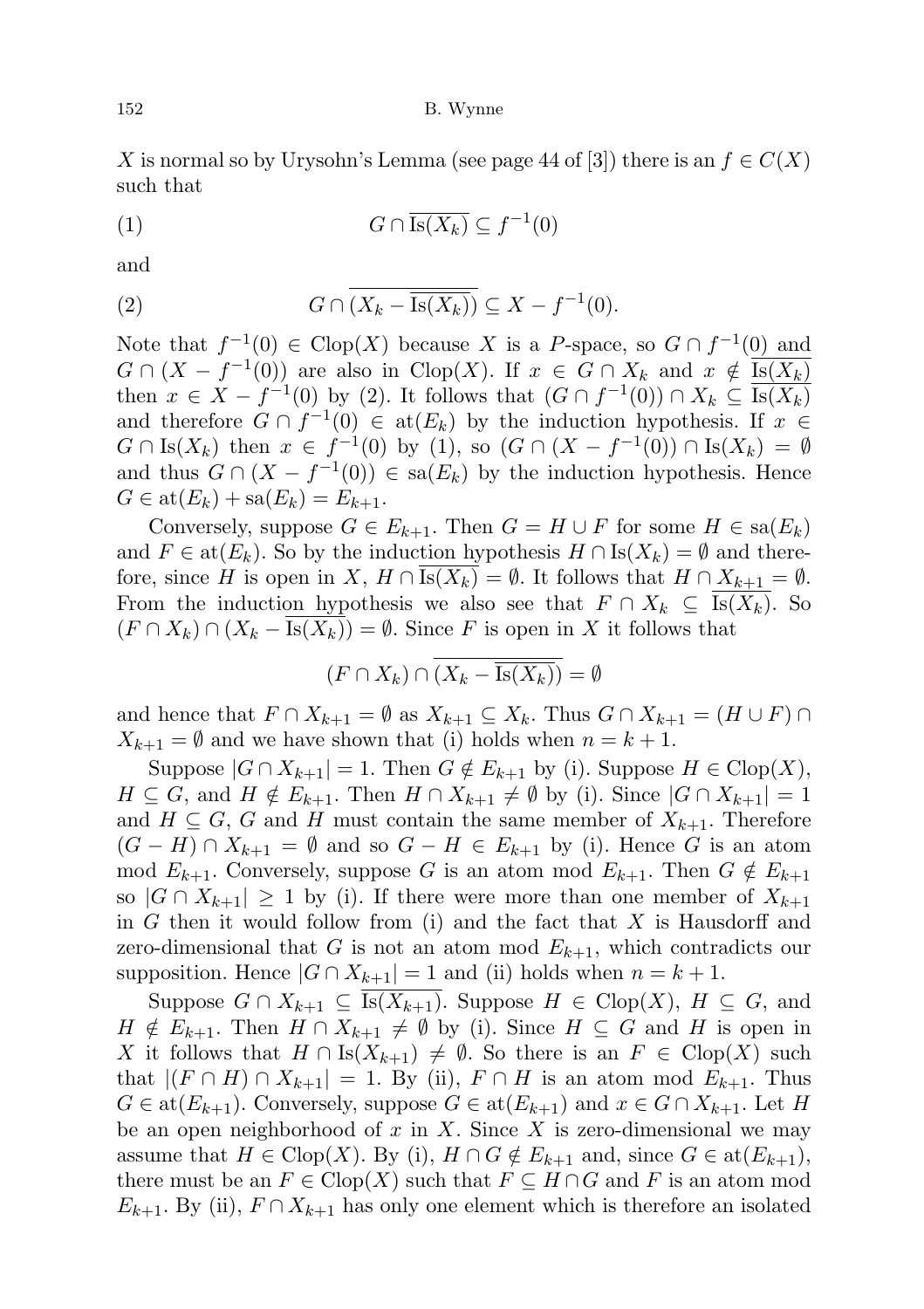$X$ is normal so by Urysohn's Lemma (see page 44 of [3]) there is an $f \in C(X)$ such that

$$G \cap \overline{\mathrm{Is}(X_k)} \subseteq f^{-1}(0) \tag{1}$$

and

$$G \cap \overline{(X_k - \overline{\mathrm{Is}(X_k)})} \subseteq X - f^{-1}(0). \tag{2}$$

Note that $f^{-1}(0) \in \mathrm{Clop}(X)$ because $X$ is a $P$-space, so $G \cap f^{-1}(0)$ and $G \cap (X - f^{-1}(0))$ are also in $\mathrm{Clop}(X)$. If $x \in G \cap X_k$ and $x \notin \overline{\mathrm{Is}(X_k)}$ then $x \in X - f^{-1}(0)$ by (2). It follows that $(G \cap f^{-1}(0)) \cap X_k \subseteq \overline{\mathrm{Is}(X_k)}$ and therefore $G \cap f^{-1}(0) \in \mathrm{at}(E_k)$ by the induction hypothesis. If $x \in G \cap \mathrm{Is}(X_k)$ then $x \in f^{-1}(0)$ by (1), so $(G \cap (X - f^{-1}(0))) \cap \mathrm{Is}(X_k) = \emptyset$ and thus $G \cap (X - f^{-1}(0)) \in \mathrm{sa}(E_k)$ by the induction hypothesis. Hence $G \in \mathrm{at}(E_k) + \mathrm{sa}(E_k) = E_{k+1}$.

Conversely, suppose $G \in E_{k+1}$. Then $G = H \cup F$ for some $H \in \mathrm{sa}(E_k)$ and $F \in \mathrm{at}(E_k)$. So by the induction hypothesis $H \cap \mathrm{Is}(X_k) = \emptyset$ and therefore, since $H$ is open in $X$, $H \cap \overline{\mathrm{Is}(X_k)} = \emptyset$. It follows that $H \cap X_{k+1} = \emptyset$. From the induction hypothesis we also see that $F \cap X_k \subseteq \overline{\mathrm{Is}(X_k)}$. So $(F \cap X_k) \cap (X_k - \overline{\mathrm{Is}(X_k)}) = \emptyset$. Since $F$ is open in $X$ it follows that

$$(F \cap X_k) \cap \overline{(X_k - \overline{\mathrm{Is}(X_k)})} = \emptyset$$

and hence that $F \cap X_{k+1} = \emptyset$ as $X_{k+1} \subseteq X_k$. Thus $G \cap X_{k+1} = (H \cup F) \cap X_{k+1} = \emptyset$ and we have shown that (i) holds when $n = k+1$.

Suppose $|G \cap X_{k+1}| = 1$. Then $G \notin E_{k+1}$ by (i). Suppose $H \in \mathrm{Clop}(X)$, $H \subseteq G$, and $H \notin E_{k+1}$. Then $H \cap X_{k+1} \neq \emptyset$ by (i). Since $|G \cap X_{k+1}| = 1$ and $H \subseteq G$, $G$ and $H$ must contain the same member of $X_{k+1}$. Therefore $(G - H) \cap X_{k+1} = \emptyset$ and so $G - H \in E_{k+1}$ by (i). Hence $G$ is an atom mod $E_{k+1}$. Conversely, suppose $G$ is an atom mod $E_{k+1}$. Then $G \notin E_{k+1}$ so $|G \cap X_{k+1}| \geq 1$ by (i). If there were more than one member of $X_{k+1}$ in $G$ then it would follow from (i) and the fact that $X$ is Hausdorff and zero-dimensional that $G$ is not an atom mod $E_{k+1}$, which contradicts our supposition. Hence $|G \cap X_{k+1}| = 1$ and (ii) holds when $n = k+1$.

Suppose $G \cap X_{k+1} \subseteq \overline{\mathrm{Is}(X_{k+1})}$. Suppose $H \in \mathrm{Clop}(X)$, $H \subseteq G$, and $H \notin E_{k+1}$. Then $H \cap X_{k+1} \neq \emptyset$ by (i). Since $H \subseteq G$ and $H$ is open in $X$ it follows that $H \cap \mathrm{Is}(X_{k+1}) \neq \emptyset$. So there is an $F \in \mathrm{Clop}(X)$ such that $|(F \cap H) \cap X_{k+1}| = 1$. By (ii), $F \cap H$ is an atom mod $E_{k+1}$. Thus $G \in \mathrm{at}(E_{k+1})$. Conversely, suppose $G \in \mathrm{at}(E_{k+1})$ and $x \in G \cap X_{k+1}$. Let $H$ be an open neighborhood of $x$ in $X$. Since $X$ is zero-dimensional we may assume that $H \in \mathrm{Clop}(X)$. By (i), $H \cap G \notin E_{k+1}$ and, since $G \in \mathrm{at}(E_{k+1})$, there must be an $F \in \mathrm{Clop}(X)$ such that $F \subseteq H \cap G$ and $F$ is an atom mod $E_{k+1}$. By (ii), $F \cap X_{k+1}$ has only one element which is therefore an isolated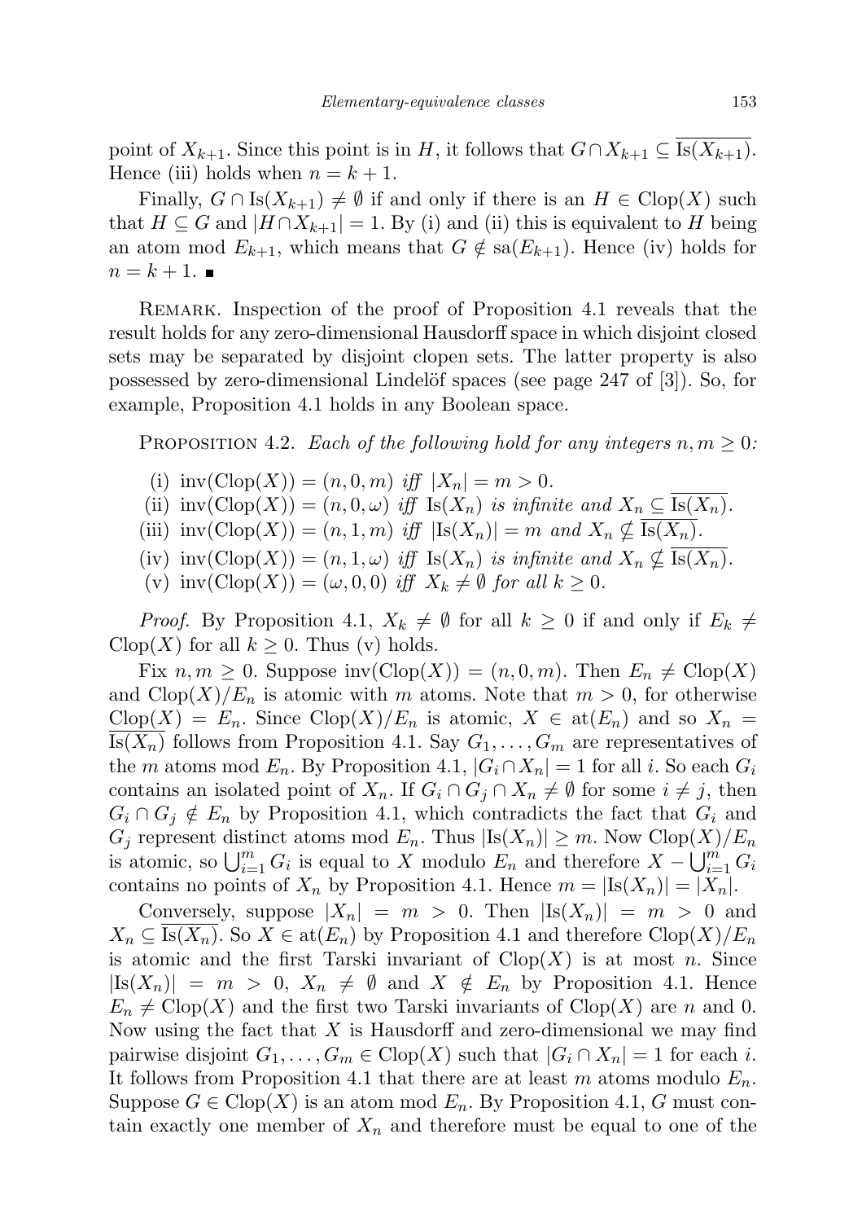point of $X_{k+1}$. Since this point is in $H$, it follows that $G \cap X_{k+1} \subseteq \overline{\mathrm{Is}(X_{k+1})}$. Hence (iii) holds when $n = k+1$.

Finally, $G \cap \mathrm{Is}(X_{k+1}) \neq \emptyset$ if and only if there is an $H \in \mathrm{Clop}(X)$ such that $H \subseteq G$ and $|H \cap X_{k+1}| = 1$. By (i) and (ii) this is equivalent to $H$ being an atom mod $E_{k+1}$, which means that $G \notin \mathrm{sa}(E_{k+1})$. Hence (iv) holds for $n = k+1$. ∎

Remark. Inspection of the proof of Proposition 4.1 reveals that the result holds for any zero-dimensional Hausdorff space in which disjoint closed sets may be separated by disjoint clopen sets. The latter property is also possessed by zero-dimensional Lindelöf spaces (see page 247 of [3]). So, for example, Proposition 4.1 holds in any Boolean space.

Proposition 4.2. *Each of the following hold for any integers $n, m \geq 0$:*

(i) $\mathrm{inv}(\mathrm{Clop}(X)) = (n, 0, m)$ *iff* $|X_n| = m > 0$.

(ii) $\mathrm{inv}(\mathrm{Clop}(X)) = (n, 0, \omega)$ *iff* $\mathrm{Is}(X_n)$ *is infinite and* $X_n \subseteq \overline{\mathrm{Is}(X_n)}$.

(iii) $\mathrm{inv}(\mathrm{Clop}(X)) = (n, 1, m)$ *iff* $|\mathrm{Is}(X_n)| = m$ *and* $X_n \not\subseteq \overline{\mathrm{Is}(X_n)}$.

(iv) $\mathrm{inv}(\mathrm{Clop}(X)) = (n, 1, \omega)$ *iff* $\mathrm{Is}(X_n)$ *is infinite and* $X_n \not\subseteq \overline{\mathrm{Is}(X_n)}$.

(v) $\mathrm{inv}(\mathrm{Clop}(X)) = (\omega, 0, 0)$ *iff* $X_k \neq \emptyset$ *for all* $k \geq 0$.

*Proof.* By Proposition 4.1, $X_k \neq \emptyset$ for all $k \geq 0$ if and only if $E_k \neq \mathrm{Clop}(X)$ for all $k \geq 0$. Thus (v) holds.

Fix $n, m \geq 0$. Suppose $\mathrm{inv}(\mathrm{Clop}(X)) = (n, 0, m)$. Then $E_n \neq \mathrm{Clop}(X)$ and $\mathrm{Clop}(X)/E_n$ is atomic with $m$ atoms. Note that $m > 0$, for otherwise $\mathrm{Clop}(X) = E_n$. Since $\mathrm{Clop}(X)/E_n$ is atomic, $X \in \mathrm{at}(E_n)$ and so $X_n = \overline{\mathrm{Is}(X_n)}$ follows from Proposition 4.1. Say $G_1, \ldots, G_m$ are representatives of the $m$ atoms mod $E_n$. By Proposition 4.1, $|G_i \cap X_n| = 1$ for all $i$. So each $G_i$ contains an isolated point of $X_n$. If $G_i \cap G_j \cap X_n \neq \emptyset$ for some $i \neq j$, then $G_i \cap G_j \notin E_n$ by Proposition 4.1, which contradicts the fact that $G_i$ and $G_j$ represent distinct atoms mod $E_n$. Thus $|\mathrm{Is}(X_n)| \geq m$. Now $\mathrm{Clop}(X)/E_n$ is atomic, so $\bigcup_{i=1}^m G_i$ is equal to $X$ modulo $E_n$ and therefore $X - \bigcup_{i=1}^m G_i$ contains no points of $X_n$ by Proposition 4.1. Hence $m = |\mathrm{Is}(X_n)| = |X_n|$.

Conversely, suppose $|X_n| = m > 0$. Then $|\mathrm{Is}(X_n)| = m > 0$ and $X_n \subseteq \overline{\mathrm{Is}(X_n)}$. So $X \in \mathrm{at}(E_n)$ by Proposition 4.1 and therefore $\mathrm{Clop}(X)/E_n$ is atomic and the first Tarski invariant of $\mathrm{Clop}(X)$ is at most $n$. Since $|\mathrm{Is}(X_n)| = m > 0$, $X_n \neq \emptyset$ and $X \notin E_n$ by Proposition 4.1. Hence $E_n \neq \mathrm{Clop}(X)$ and the first two Tarski invariants of $\mathrm{Clop}(X)$ are $n$ and 0. Now using the fact that $X$ is Hausdorff and zero-dimensional we may find pairwise disjoint $G_1, \ldots, G_m \in \mathrm{Clop}(X)$ such that $|G_i \cap X_n| = 1$ for each $i$. It follows from Proposition 4.1 that there are at least $m$ atoms modulo $E_n$. Suppose $G \in \mathrm{Clop}(X)$ is an atom mod $E_n$. By Proposition 4.1, $G$ must contain exactly one member of $X_n$ and therefore must be equal to one of the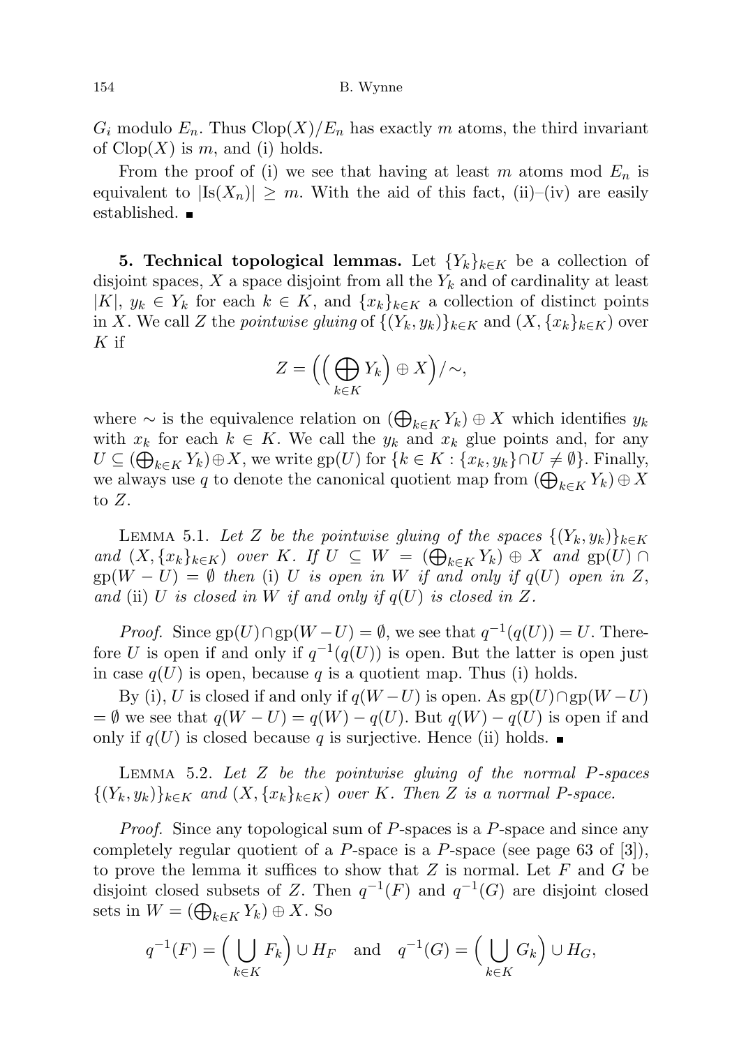$G_i$ modulo $E_n$. Thus $\mathrm{Clop}(X)/E_n$ has exactly $m$ atoms, the third invariant of $\mathrm{Clop}(X)$ is $m$, and (i) holds.

From the proof of (i) we see that having at least $m$ atoms mod $E_n$ is equivalent to $|\mathrm{Is}(X_n)| \geq m$. With the aid of this fact, (ii)–(iv) are easily established. ∎

**5. Technical topological lemmas.** Let $\{Y_k\}_{k\in K}$ be a collection of disjoint spaces, $X$ a space disjoint from all the $Y_k$ and of cardinality at least $|K|$, $y_k \in Y_k$ for each $k \in K$, and $\{x_k\}_{k\in K}$ a collection of distinct points in $X$. We call $Z$ the *pointwise gluing* of $\{(Y_k, y_k)\}_{k\in K}$ and $(X, \{x_k\}_{k\in K})$ over $K$ if

$$Z = \Big(\Big(\bigoplus_{k\in K} Y_k\Big) \oplus X\Big)/\sim,$$

where $\sim$ is the equivalence relation on $(\bigoplus_{k\in K} Y_k) \oplus X$ which identifies $y_k$ with $x_k$ for each $k \in K$. We call the $y_k$ and $x_k$ glue points and, for any $U \subseteq (\bigoplus_{k\in K} Y_k)\oplus X$, we write $\mathrm{gp}(U)$ for $\{k \in K : \{x_k, y_k\}\cap U \neq \emptyset\}$. Finally, we always use $q$ to denote the canonical quotient map from $(\bigoplus_{k\in K} Y_k)\oplus X$ to $Z$.

Lemma 5.1. *Let $Z$ be the pointwise gluing of the spaces $\{(Y_k, y_k)\}_{k\in K}$ and $(X, \{x_k\}_{k\in K})$ over $K$. If $U \subseteq W = (\bigoplus_{k\in K} Y_k) \oplus X$ and $\mathrm{gp}(U) \cap \mathrm{gp}(W - U) = \emptyset$ then* (i) *$U$ is open in $W$ if and only if $q(U)$ open in $Z$, and* (ii) *$U$ is closed in $W$ if and only if $q(U)$ is closed in $Z$.*

*Proof.* Since $\mathrm{gp}(U)\cap\mathrm{gp}(W-U) = \emptyset$, we see that $q^{-1}(q(U)) = U$. Therefore $U$ is open if and only if $q^{-1}(q(U))$ is open. But the latter is open just in case $q(U)$ is open, because $q$ is a quotient map. Thus (i) holds.

By (i), $U$ is closed if and only if $q(W-U)$ is open. As $\mathrm{gp}(U)\cap\mathrm{gp}(W-U) = \emptyset$ we see that $q(W - U) = q(W) - q(U)$. But $q(W) - q(U)$ is open if and only if $q(U)$ is closed because $q$ is surjective. Hence (ii) holds. ∎

Lemma 5.2. *Let $Z$ be the pointwise gluing of the normal $P$-spaces $\{(Y_k, y_k)\}_{k\in K}$ and $(X, \{x_k\}_{k\in K})$ over $K$. Then $Z$ is a normal $P$-space.*

*Proof.* Since any topological sum of $P$-spaces is a $P$-space and since any completely regular quotient of a $P$-space is a $P$-space (see page 63 of [3]), to prove the lemma it suffices to show that $Z$ is normal. Let $F$ and $G$ be disjoint closed subsets of $Z$. Then $q^{-1}(F)$ and $q^{-1}(G)$ are disjoint closed sets in $W = (\bigoplus_{k\in K} Y_k) \oplus X$. So

$$q^{-1}(F) = \Big(\bigcup_{k\in K} F_k\Big) \cup H_F \quad \text{and} \quad q^{-1}(G) = \Big(\bigcup_{k\in K} G_k\Big) \cup H_G,$$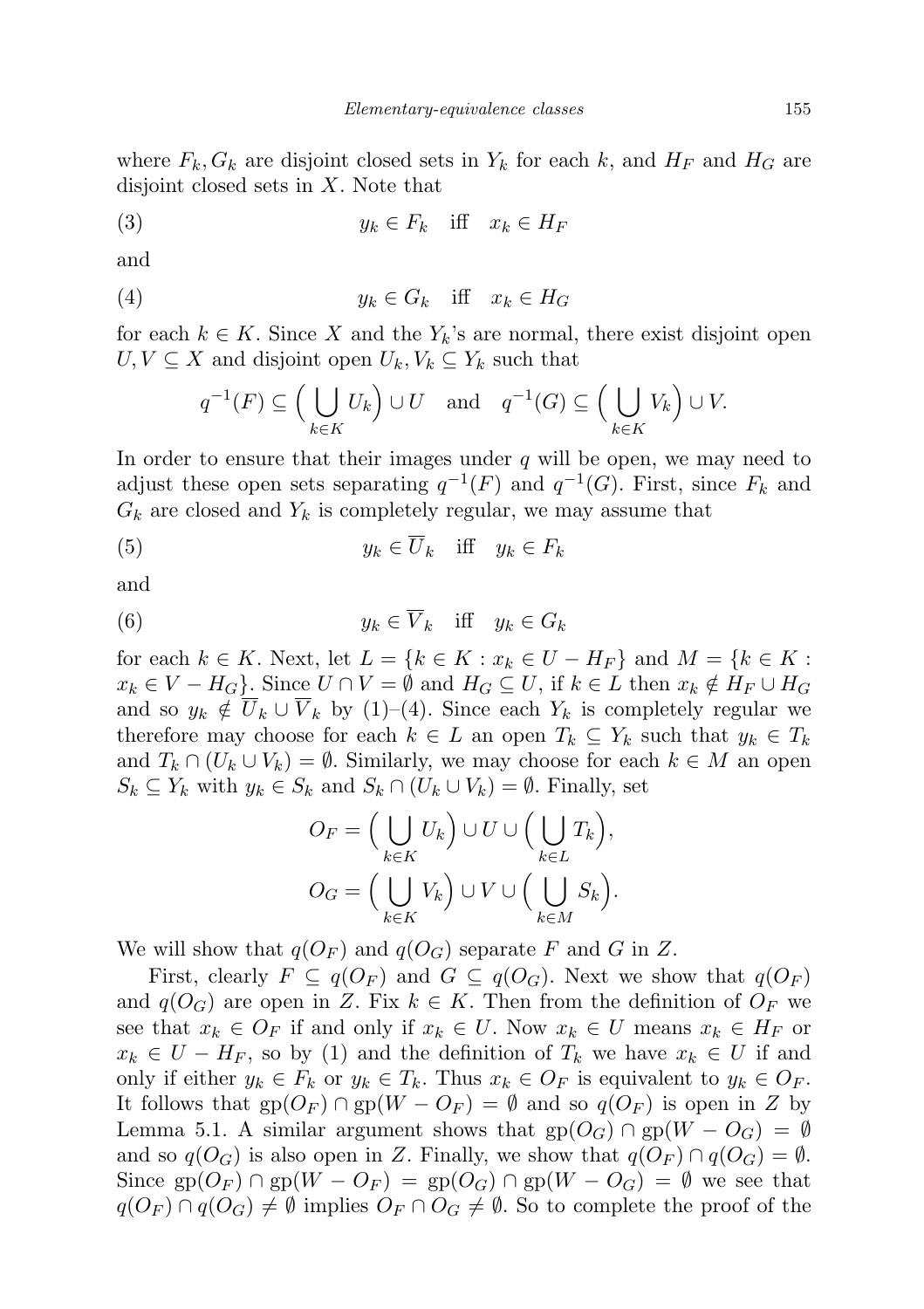where $F_k, G_k$ are disjoint closed sets in $Y_k$ for each $k$, and $H_F$ and $H_G$ are disjoint closed sets in $X$. Note that

$$y_k \in F_k \quad \text{iff} \quad x_k \in H_F \tag{3}$$

and

$$y_k \in G_k \quad \text{iff} \quad x_k \in H_G \tag{4}$$

for each $k \in K$. Since $X$ and the $Y_k$'s are normal, there exist disjoint open $U, V \subseteq X$ and disjoint open $U_k, V_k \subseteq Y_k$ such that

$$q^{-1}(F) \subseteq \Big(\bigcup_{k\in K} U_k\Big) \cup U \quad \text{and} \quad q^{-1}(G) \subseteq \Big(\bigcup_{k\in K} V_k\Big) \cup V.$$

In order to ensure that their images under $q$ will be open, we may need to adjust these open sets separating $q^{-1}(F)$ and $q^{-1}(G)$. First, since $F_k$ and $G_k$ are closed and $Y_k$ is completely regular, we may assume that

$$y_k \in \overline{U}_k \quad \text{iff} \quad y_k \in F_k \tag{5}$$

and

$$y_k \in \overline{V}_k \quad \text{iff} \quad y_k \in G_k \tag{6}$$

for each $k \in K$. Next, let $L = \{k \in K : x_k \in U - H_F\}$ and $M = \{k \in K : x_k \in V - H_G\}$. Since $U \cap V = \emptyset$ and $H_G \subseteq U$, if $k \in L$ then $x_k \notin H_F \cup H_G$ and so $y_k \notin \overline{U}_k \cup \overline{V}_k$ by (1)–(4). Since each $Y_k$ is completely regular we therefore may choose for each $k \in L$ an open $T_k \subseteq Y_k$ such that $y_k \in T_k$ and $T_k \cap (U_k \cup V_k) = \emptyset$. Similarly, we may choose for each $k \in M$ an open $S_k \subseteq Y_k$ with $y_k \in S_k$ and $S_k \cap (U_k \cup V_k) = \emptyset$. Finally, set

$$O_F = \Big(\bigcup_{k\in K} U_k\Big) \cup U \cup \Big(\bigcup_{k\in L} T_k\Big),$$
$$O_G = \Big(\bigcup_{k\in K} V_k\Big) \cup V \cup \Big(\bigcup_{k\in M} S_k\Big).$$

We will show that $q(O_F)$ and $q(O_G)$ separate $F$ and $G$ in $Z$.

First, clearly $F \subseteq q(O_F)$ and $G \subseteq q(O_G)$. Next we show that $q(O_F)$ and $q(O_G)$ are open in $Z$. Fix $k \in K$. Then from the definition of $O_F$ we see that $x_k \in O_F$ if and only if $x_k \in U$. Now $x_k \in U$ means $x_k \in H_F$ or $x_k \in U - H_F$, so by (1) and the definition of $T_k$ we have $x_k \in U$ if and only if either $y_k \in F_k$ or $y_k \in T_k$. Thus $x_k \in O_F$ is equivalent to $y_k \in O_F$. It follows that $\mathrm{gp}(O_F) \cap \mathrm{gp}(W - O_F) = \emptyset$ and so $q(O_F)$ is open in $Z$ by Lemma 5.1. A similar argument shows that $\mathrm{gp}(O_G) \cap \mathrm{gp}(W - O_G) = \emptyset$ and so $q(O_G)$ is also open in $Z$. Finally, we show that $q(O_F) \cap q(O_G) = \emptyset$. Since $\mathrm{gp}(O_F) \cap \mathrm{gp}(W - O_F) = \mathrm{gp}(O_G) \cap \mathrm{gp}(W - O_G) = \emptyset$ we see that $q(O_F) \cap q(O_G) \neq \emptyset$ implies $O_F \cap O_G \neq \emptyset$. So to complete the proof of the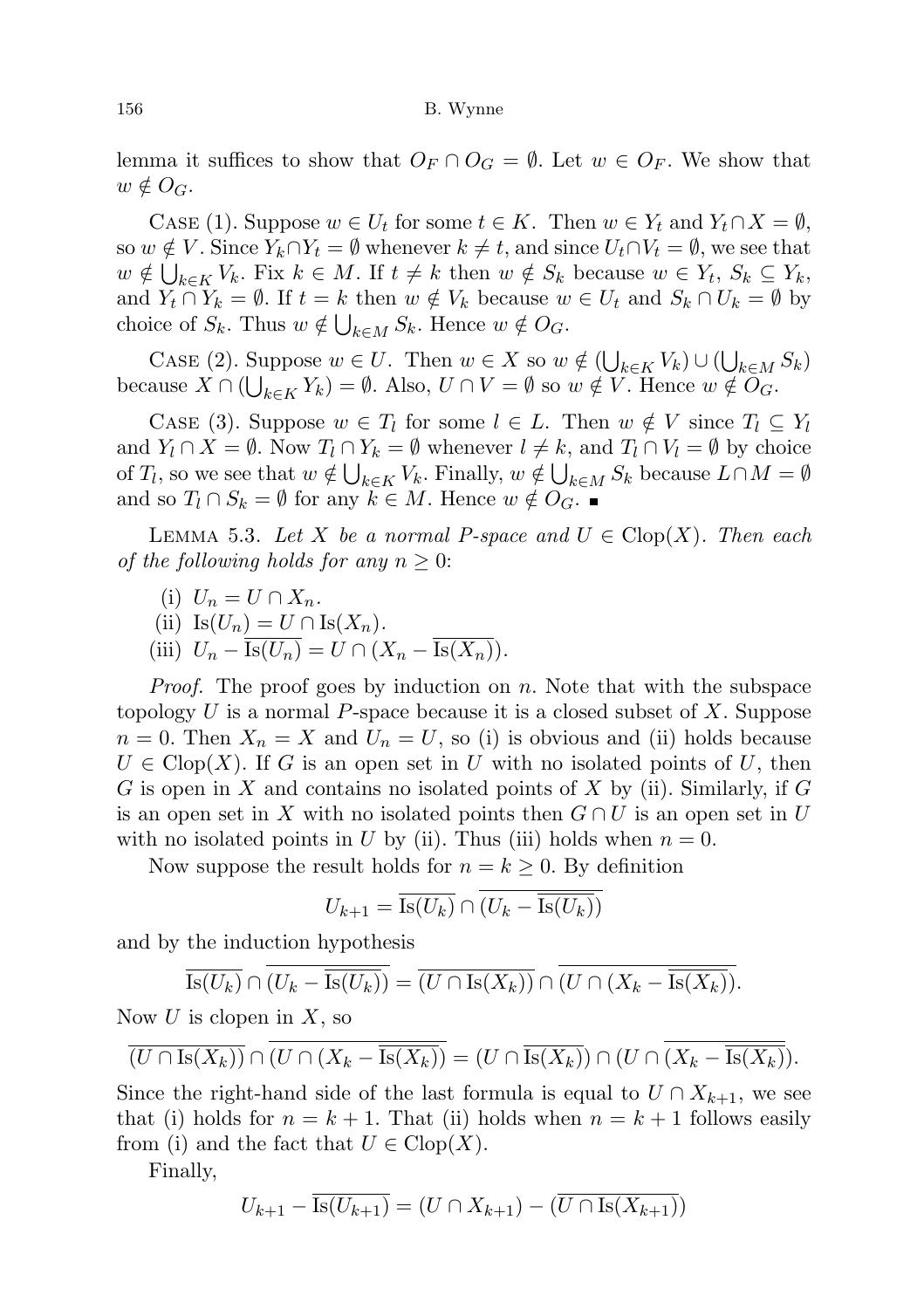lemma it suffices to show that $O_F \cap O_G = \emptyset$. Let $w \in O_F$. We show that $w \notin O_G$.

Case (1). Suppose $w \in U_t$ for some $t \in K$. Then $w \in Y_t$ and $Y_t \cap X = \emptyset$, so $w \notin V$. Since $Y_k \cap Y_t = \emptyset$ whenever $k \neq t$, and since $U_t \cap V_t = \emptyset$, we see that $w \notin \bigcup_{k\in K} V_k$. Fix $k \in M$. If $t \neq k$ then $w \notin S_k$ because $w \in Y_t$, $S_k \subseteq Y_k$, and $Y_t \cap Y_k = \emptyset$. If $t = k$ then $w \notin V_k$ because $w \in U_t$ and $S_k \cap U_k = \emptyset$ by choice of $S_k$. Thus $w \notin \bigcup_{k\in M} S_k$. Hence $w \notin O_G$.

Case (2). Suppose $w \in U$. Then $w \in X$ so $w \notin (\bigcup_{k\in K} V_k) \cup (\bigcup_{k\in M} S_k)$ because $X \cap (\bigcup_{k\in K} Y_k) = \emptyset$. Also, $U \cap V = \emptyset$ so $w \notin V$. Hence $w \notin O_G$.

Case (3). Suppose $w \in T_l$ for some $l \in L$. Then $w \notin V$ since $T_l \subseteq Y_l$ and $Y_l \cap X = \emptyset$. Now $T_l \cap Y_k = \emptyset$ whenever $l \neq k$, and $T_l \cap V_l = \emptyset$ by choice of $T_l$, so we see that $w \notin \bigcup_{k\in K} V_k$. Finally, $w \notin \bigcup_{k\in M} S_k$ because $L \cap M = \emptyset$ and so $T_l \cap S_k = \emptyset$ for any $k \in M$. Hence $w \notin O_G$. ∎

Lemma 5.3. *Let $X$ be a normal $P$-space and $U \in \mathrm{Clop}(X)$. Then each of the following holds for any $n \geq 0$:*

(i) $U_n = U \cap X_n$.
(ii) $\mathrm{Is}(U_n) = U \cap \mathrm{Is}(X_n)$.
(iii) $U_n - \overline{\mathrm{Is}(U_n)} = U \cap (X_n - \overline{\mathrm{Is}(X_n)})$.

*Proof.* The proof goes by induction on $n$. Note that with the subspace topology $U$ is a normal $P$-space because it is a closed subset of $X$. Suppose $n = 0$. Then $X_n = X$ and $U_n = U$, so (i) is obvious and (ii) holds because $U \in \mathrm{Clop}(X)$. If $G$ is an open set in $U$ with no isolated points of $U$, then $G$ is open in $X$ and contains no isolated points of $X$ by (ii). Similarly, if $G$ is an open set in $X$ with no isolated points then $G \cap U$ is an open set in $U$ with no isolated points in $U$ by (ii). Thus (iii) holds when $n = 0$.

Now suppose the result holds for $n = k \geq 0$. By definition

$$U_{k+1} = \overline{\mathrm{Is}(U_k)} \cap \overline{(U_k - \overline{\mathrm{Is}(U_k)})}$$

and by the induction hypothesis

$$\overline{\mathrm{Is}(U_k)} \cap \overline{(U_k - \overline{\mathrm{Is}(U_k)})} = \overline{(U \cap \mathrm{Is}(X_k))} \cap \overline{(U \cap (X_k - \overline{\mathrm{Is}(X_k)})}.$$

Now $U$ is clopen in $X$, so

$$\overline{(U \cap \mathrm{Is}(X_k))} \cap \overline{(U \cap (X_k - \overline{\mathrm{Is}(X_k)})} = (U \cap \overline{\mathrm{Is}(X_k)}) \cap (U \cap \overline{(X_k - \overline{\mathrm{Is}(X_k)})}).$$

Since the right-hand side of the last formula is equal to $U \cap X_{k+1}$, we see that (i) holds for $n = k+1$. That (ii) holds when $n = k+1$ follows easily from (i) and the fact that $U \in \mathrm{Clop}(X)$.

Finally,

$$U_{k+1} - \overline{\mathrm{Is}(U_{k+1})} = (U \cap X_{k+1}) - (\overline{U \cap \mathrm{Is}(X_{k+1})})$$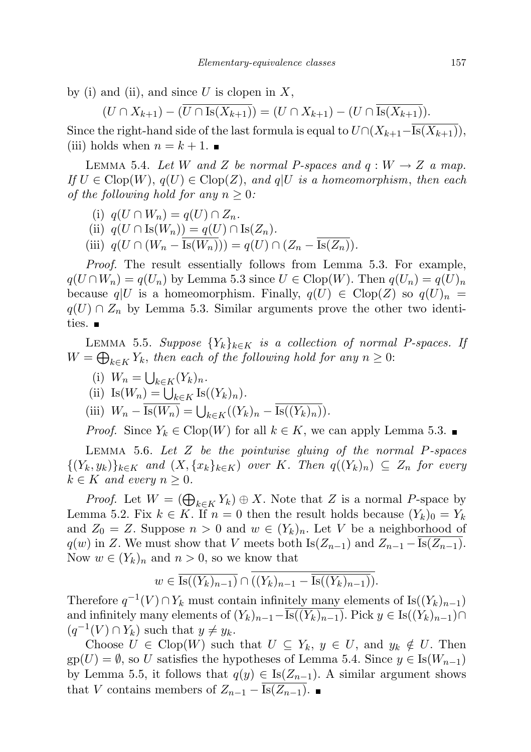by (i) and (ii), and since $U$ is clopen in $X$,

$$(U \cap X_{k+1}) - (\overline{U \cap \mathrm{Is}(X_{k+1})}) = (U \cap X_{k+1}) - (U \cap \overline{\mathrm{Is}(X_{k+1})}).$$

Since the right-hand side of the last formula is equal to $U \cap (X_{k+1} - \overline{\mathrm{Is}(X_{k+1})})$, (iii) holds when $n = k + 1$. ∎

Lemma 5.4. *Let $W$ and $Z$ be normal $P$-spaces and $q : W \to Z$ a map. If $U \in \mathrm{Clop}(W)$, $q(U) \in \mathrm{Clop}(Z)$, and $q|U$ is a homeomorphism, then each of the following hold for any $n \geq 0$:*

(i) $q(U \cap W_n) = q(U) \cap Z_n$.

(ii) $q(U \cap \mathrm{Is}(W_n)) = q(U) \cap \mathrm{Is}(Z_n)$.

(iii) $q(U \cap (W_n - \overline{\mathrm{Is}(W_n)})) = q(U) \cap (Z_n - \overline{\mathrm{Is}(Z_n)})$.

*Proof.* The result essentially follows from Lemma 5.3. For example, $q(U \cap W_n) = q(U_n)$ by Lemma 5.3 since $U \in \mathrm{Clop}(W)$. Then $q(U_n) = q(U)_n$ because $q|U$ is a homeomorphism. Finally, $q(U) \in \mathrm{Clop}(Z)$ so $q(U)_n = q(U) \cap Z_n$ by Lemma 5.3. Similar arguments prove the other two identities. ∎

Lemma 5.5. *Suppose $\{Y_k\}_{k \in K}$ is a collection of normal $P$-spaces. If $W = \bigoplus_{k \in K} Y_k$, then each of the following hold for any $n \geq 0$:*

(i) $W_n = \bigcup_{k \in K} (Y_k)_n$.

(ii) $\mathrm{Is}(W_n) = \bigcup_{k \in K} \mathrm{Is}((Y_k)_n)$.

(iii) $W_n - \overline{\mathrm{Is}(W_n)} = \bigcup_{k \in K} ((Y_k)_n - \overline{\mathrm{Is}((Y_k)_n)})$.

*Proof.* Since $Y_k \in \mathrm{Clop}(W)$ for all $k \in K$, we can apply Lemma 5.3. ∎

Lemma 5.6. *Let $Z$ be the pointwise gluing of the normal $P$-spaces $\{(Y_k, y_k)\}_{k \in K}$ and $(X, \{x_k\}_{k \in K})$ over $K$. Then $q((Y_k)_n) \subseteq Z_n$ for every $k \in K$ and every $n \geq 0$.*

*Proof.* Let $W = (\bigoplus_{k \in K} Y_k) \oplus X$. Note that $Z$ is a normal $P$-space by Lemma 5.2. Fix $k \in K$. If $n = 0$ then the result holds because $(Y_k)_0 = Y_k$ and $Z_0 = Z$. Suppose $n > 0$ and $w \in (Y_k)_n$. Let $V$ be a neighborhood of $q(w)$ in $Z$. We must show that $V$ meets both $\mathrm{Is}(Z_{n-1})$ and $Z_{n-1} - \overline{\mathrm{Is}(Z_{n-1})}$. Now $w \in (Y_k)_n$ and $n > 0$, so we know that

$$w \in \overline{\mathrm{Is}((Y_k)_{n-1})} \cap \overline{((Y_k)_{n-1} - \overline{\mathrm{Is}((Y_k)_{n-1})})}.$$

Therefore $q^{-1}(V) \cap Y_k$ must contain infinitely many elements of $\mathrm{Is}((Y_k)_{n-1})$ and infinitely many elements of $(Y_k)_{n-1} - \overline{\mathrm{Is}((Y_k)_{n-1})}$. Pick $y \in \mathrm{Is}((Y_k)_{n-1}) \cap (q^{-1}(V) \cap Y_k)$ such that $y \neq y_k$.

Choose $U \in \mathrm{Clop}(W)$ such that $U \subseteq Y_k$, $y \in U$, and $y_k \notin U$. Then $\mathrm{gp}(U) = \emptyset$, so $U$ satisfies the hypotheses of Lemma 5.4. Since $y \in \mathrm{Is}(W_{n-1})$ by Lemma 5.5, it follows that $q(y) \in \mathrm{Is}(Z_{n-1})$. A similar argument shows that $V$ contains members of $Z_{n-1} - \overline{\mathrm{Is}(Z_{n-1})}$. ∎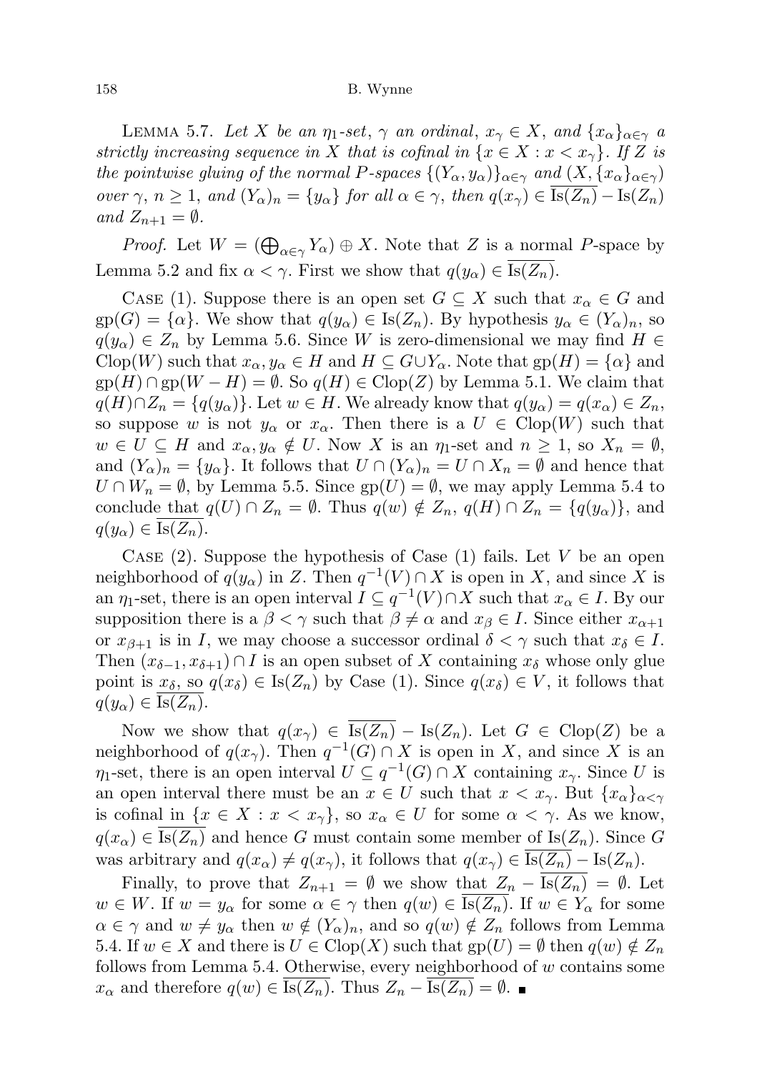LEMMA 5.7. *Let $X$ be an $\eta_1$-set, $\gamma$ an ordinal, $x_\gamma \in X$, and $\{x_\alpha\}_{\alpha\in\gamma}$ a strictly increasing sequence in $X$ that is cofinal in $\{x \in X : x < x_\gamma\}$. If $Z$ is the pointwise gluing of the normal $P$-spaces $\{(Y_\alpha, y_\alpha)\}_{\alpha\in\gamma}$ and $(X, \{x_\alpha\}_{\alpha\in\gamma})$ over $\gamma$, $n \geq 1$, and $(Y_\alpha)_n = \{y_\alpha\}$ for all $\alpha \in \gamma$, then $q(x_\gamma) \in \overline{\mathrm{Is}(Z_n)} - \mathrm{Is}(Z_n)$ and $Z_{n+1} = \emptyset$.*

*Proof.* Let $W = (\bigoplus_{\alpha\in\gamma} Y_\alpha) \oplus X$. Note that $Z$ is a normal $P$-space by Lemma 5.2 and fix $\alpha < \gamma$. First we show that $q(y_\alpha) \in \overline{\mathrm{Is}(Z_n)}$.

CASE (1). Suppose there is an open set $G \subseteq X$ such that $x_\alpha \in G$ and $\mathrm{gp}(G) = \{\alpha\}$. We show that $q(y_\alpha) \in \mathrm{Is}(Z_n)$. By hypothesis $y_\alpha \in (Y_\alpha)_n$, so $q(y_\alpha) \in Z_n$ by Lemma 5.6. Since $W$ is zero-dimensional we may find $H \in \mathrm{Clop}(W)$ such that $x_\alpha, y_\alpha \in H$ and $H \subseteq G \cup Y_\alpha$. Note that $\mathrm{gp}(H) = \{\alpha\}$ and $\mathrm{gp}(H) \cap \mathrm{gp}(W - H) = \emptyset$. So $q(H) \in \mathrm{Clop}(Z)$ by Lemma 5.1. We claim that $q(H) \cap Z_n = \{q(y_\alpha)\}$. Let $w \in H$. We already know that $q(y_\alpha) = q(x_\alpha) \in Z_n$, so suppose $w$ is not $y_\alpha$ or $x_\alpha$. Then there is a $U \in \mathrm{Clop}(W)$ such that $w \in U \subseteq H$ and $x_\alpha, y_\alpha \notin U$. Now $X$ is an $\eta_1$-set and $n \geq 1$, so $X_n = \emptyset$, and $(Y_\alpha)_n = \{y_\alpha\}$. It follows that $U \cap (Y_\alpha)_n = U \cap X_n = \emptyset$ and hence that $U \cap W_n = \emptyset$, by Lemma 5.5. Since $\mathrm{gp}(U) = \emptyset$, we may apply Lemma 5.4 to conclude that $q(U) \cap Z_n = \emptyset$. Thus $q(w) \notin Z_n$, $q(H) \cap Z_n = \{q(y_\alpha)\}$, and $q(y_\alpha) \in \overline{\mathrm{Is}(Z_n)}$.

CASE (2). Suppose the hypothesis of Case (1) fails. Let $V$ be an open neighborhood of $q(y_\alpha)$ in $Z$. Then $q^{-1}(V) \cap X$ is open in $X$, and since $X$ is an $\eta_1$-set, there is an open interval $I \subseteq q^{-1}(V) \cap X$ such that $x_\alpha \in I$. By our supposition there is a $\beta < \gamma$ such that $\beta \neq \alpha$ and $x_\beta \in I$. Since either $x_{\alpha+1}$ or $x_{\beta+1}$ is in $I$, we may choose a successor ordinal $\delta < \gamma$ such that $x_\delta \in I$. Then $(x_{\delta-1}, x_{\delta+1}) \cap I$ is an open subset of $X$ containing $x_\delta$ whose only glue point is $x_\delta$, so $q(x_\delta) \in \mathrm{Is}(Z_n)$ by Case (1). Since $q(x_\delta) \in V$, it follows that $q(y_\alpha) \in \overline{\mathrm{Is}(Z_n)}$.

Now we show that $q(x_\gamma) \in \overline{\mathrm{Is}(Z_n)} - \mathrm{Is}(Z_n)$. Let $G \in \mathrm{Clop}(Z)$ be a neighborhood of $q(x_\gamma)$. Then $q^{-1}(G) \cap X$ is open in $X$, and since $X$ is an $\eta_1$-set, there is an open interval $U \subseteq q^{-1}(G) \cap X$ containing $x_\gamma$. Since $U$ is an open interval there must be an $x \in U$ such that $x < x_\gamma$. But $\{x_\alpha\}_{\alpha<\gamma}$ is cofinal in $\{x \in X : x < x_\gamma\}$, so $x_\alpha \in U$ for some $\alpha < \gamma$. As we know, $q(x_\alpha) \in \overline{\mathrm{Is}(Z_n)}$ and hence $G$ must contain some member of $\mathrm{Is}(Z_n)$. Since $G$ was arbitrary and $q(x_\alpha) \neq q(x_\gamma)$, it follows that $q(x_\gamma) \in \overline{\mathrm{Is}(Z_n)} - \mathrm{Is}(Z_n)$.

Finally, to prove that $Z_{n+1} = \emptyset$ we show that $Z_n - \overline{\mathrm{Is}(Z_n)} = \emptyset$. Let $w \in W$. If $w = y_\alpha$ for some $\alpha \in \gamma$ then $q(w) \in \overline{\mathrm{Is}(Z_n)}$. If $w \in Y_\alpha$ for some $\alpha \in \gamma$ and $w \neq y_\alpha$ then $w \notin (Y_\alpha)_n$, and so $q(w) \notin Z_n$ follows from Lemma 5.4. If $w \in X$ and there is $U \in \mathrm{Clop}(X)$ such that $\mathrm{gp}(U) = \emptyset$ then $q(w) \notin Z_n$ follows from Lemma 5.4. Otherwise, every neighborhood of $w$ contains some $x_\alpha$ and therefore $q(w) \in \overline{\mathrm{Is}(Z_n)}$. Thus $Z_n - \overline{\mathrm{Is}(Z_n)} = \emptyset$. ∎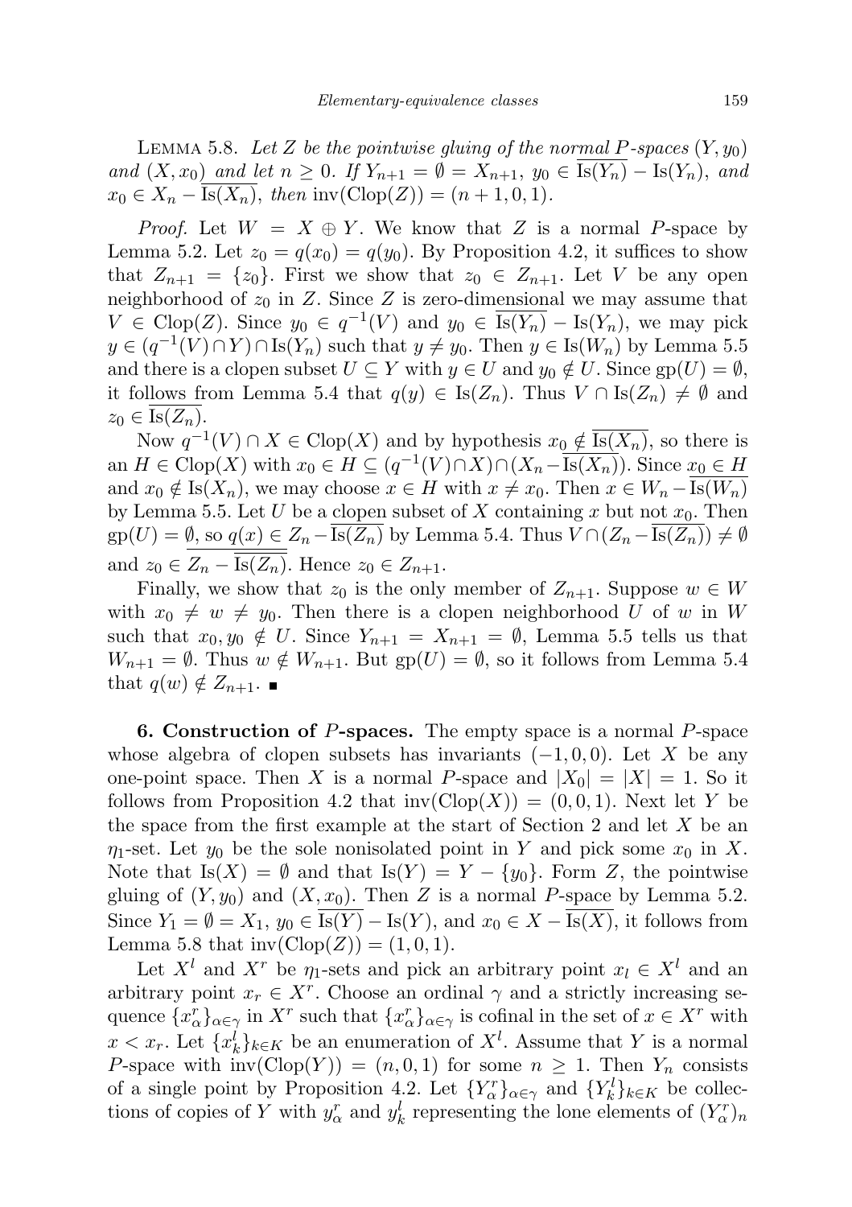LEMMA 5.8. *Let $Z$ be the pointwise gluing of the normal $P$-spaces $(Y, y_0)$ and $(X, x_0)$ and let $n \geq 0$. If $Y_{n+1} = \emptyset = X_{n+1}$, $y_0 \in \overline{\mathrm{Is}(Y_n)} - \mathrm{Is}(Y_n)$, and $x_0 \in X_n - \overline{\mathrm{Is}(X_n)}$, then $\mathrm{inv}(\mathrm{Clop}(Z)) = (n + 1, 0, 1)$.*

*Proof.* Let $W = X \oplus Y$. We know that $Z$ is a normal $P$-space by Lemma 5.2. Let $z_0 = q(x_0) = q(y_0)$. By Proposition 4.2, it suffices to show that $Z_{n+1} = \{z_0\}$. First we show that $z_0 \in Z_{n+1}$. Let $V$ be any open neighborhood of $z_0$ in $Z$. Since $Z$ is zero-dimensional we may assume that $V \in \mathrm{Clop}(Z)$. Since $y_0 \in q^{-1}(V)$ and $y_0 \in \overline{\mathrm{Is}(Y_n)} - \mathrm{Is}(Y_n)$, we may pick $y \in (q^{-1}(V) \cap Y) \cap \mathrm{Is}(Y_n)$ such that $y \neq y_0$. Then $y \in \mathrm{Is}(W_n)$ by Lemma 5.5 and there is a clopen subset $U \subseteq Y$ with $y \in U$ and $y_0 \notin U$. Since $\mathrm{gp}(U) = \emptyset$, it follows from Lemma 5.4 that $q(y) \in \mathrm{Is}(Z_n)$. Thus $V \cap \mathrm{Is}(Z_n) \neq \emptyset$ and $z_0 \in \overline{\mathrm{Is}(Z_n)}$.

Now $q^{-1}(V) \cap X \in \mathrm{Clop}(X)$ and by hypothesis $x_0 \notin \overline{\mathrm{Is}(X_n)}$, so there is an $H \in \mathrm{Clop}(X)$ with $x_0 \in H \subseteq (q^{-1}(V) \cap X) \cap (X_n - \overline{\mathrm{Is}(X_n)})$. Since $x_0 \in H$ and $x_0 \notin \mathrm{Is}(X_n)$, we may choose $x \in H$ with $x \neq x_0$. Then $x \in W_n - \overline{\mathrm{Is}(W_n)}$ by Lemma 5.5. Let $U$ be a clopen subset of $X$ containing $x$ but not $x_0$. Then $\mathrm{gp}(U) = \emptyset$, so $q(x) \in \overline{Z_n - \overline{\mathrm{Is}(Z_n)}}$ by Lemma 5.4. Thus $V \cap (Z_n - \overline{\mathrm{Is}(Z_n)}) \neq \emptyset$ and $z_0 \in \overline{Z_n - \overline{\mathrm{Is}(Z_n)}}$. Hence $z_0 \in Z_{n+1}$.

Finally, we show that $z_0$ is the only member of $Z_{n+1}$. Suppose $w \in W$ with $x_0 \neq w \neq y_0$. Then there is a clopen neighborhood $U$ of $w$ in $W$ such that $x_0, y_0 \notin U$. Since $Y_{n+1} = X_{n+1} = \emptyset$, Lemma 5.5 tells us that $W_{n+1} = \emptyset$. Thus $w \notin W_{n+1}$. But $\mathrm{gp}(U) = \emptyset$, so it follows from Lemma 5.4 that $q(w) \notin Z_{n+1}$. ∎

**6. Construction of $P$-spaces.** The empty space is a normal $P$-space whose algebra of clopen subsets has invariants $(-1, 0, 0)$. Let $X$ be any one-point space. Then $X$ is a normal $P$-space and $|X_0| = |X| = 1$. So it follows from Proposition 4.2 that $\mathrm{inv}(\mathrm{Clop}(X)) = (0, 0, 1)$. Next let $Y$ be the space from the first example at the start of Section 2 and let $X$ be an $\eta_1$-set. Let $y_0$ be the sole nonisolated point in $Y$ and pick some $x_0$ in $X$. Note that $\mathrm{Is}(X) = \emptyset$ and that $\mathrm{Is}(Y) = Y - \{y_0\}$. Form $Z$, the pointwise gluing of $(Y, y_0)$ and $(X, x_0)$. Then $Z$ is a normal $P$-space by Lemma 5.2. Since $Y_1 = \emptyset = X_1$, $y_0 \in \overline{\mathrm{Is}(Y)} - \mathrm{Is}(Y)$, and $x_0 \in X - \overline{\mathrm{Is}(X)}$, it follows from Lemma 5.8 that $\mathrm{inv}(\mathrm{Clop}(Z)) = (1, 0, 1)$.

Let $X^l$ and $X^r$ be $\eta_1$-sets and pick an arbitrary point $x_l \in X^l$ and an arbitrary point $x_r \in X^r$. Choose an ordinal $\gamma$ and a strictly increasing sequence $\{x^r_\alpha\}_{\alpha \in \gamma}$ in $X^r$ such that $\{x^r_\alpha\}_{\alpha \in \gamma}$ is cofinal in the set of $x \in X^r$ with $x < x_r$. Let $\{x^l_k\}_{k \in K}$ be an enumeration of $X^l$. Assume that $Y$ is a normal $P$-space with $\mathrm{inv}(\mathrm{Clop}(Y)) = (n, 0, 1)$ for some $n \geq 1$. Then $Y_n$ consists of a single point by Proposition 4.2. Let $\{Y^r_\alpha\}_{\alpha \in \gamma}$ and $\{Y^l_k\}_{k \in K}$ be collections of copies of $Y$ with $y^r_\alpha$ and $y^l_k$ representing the lone elements of $(Y^r_\alpha)_n$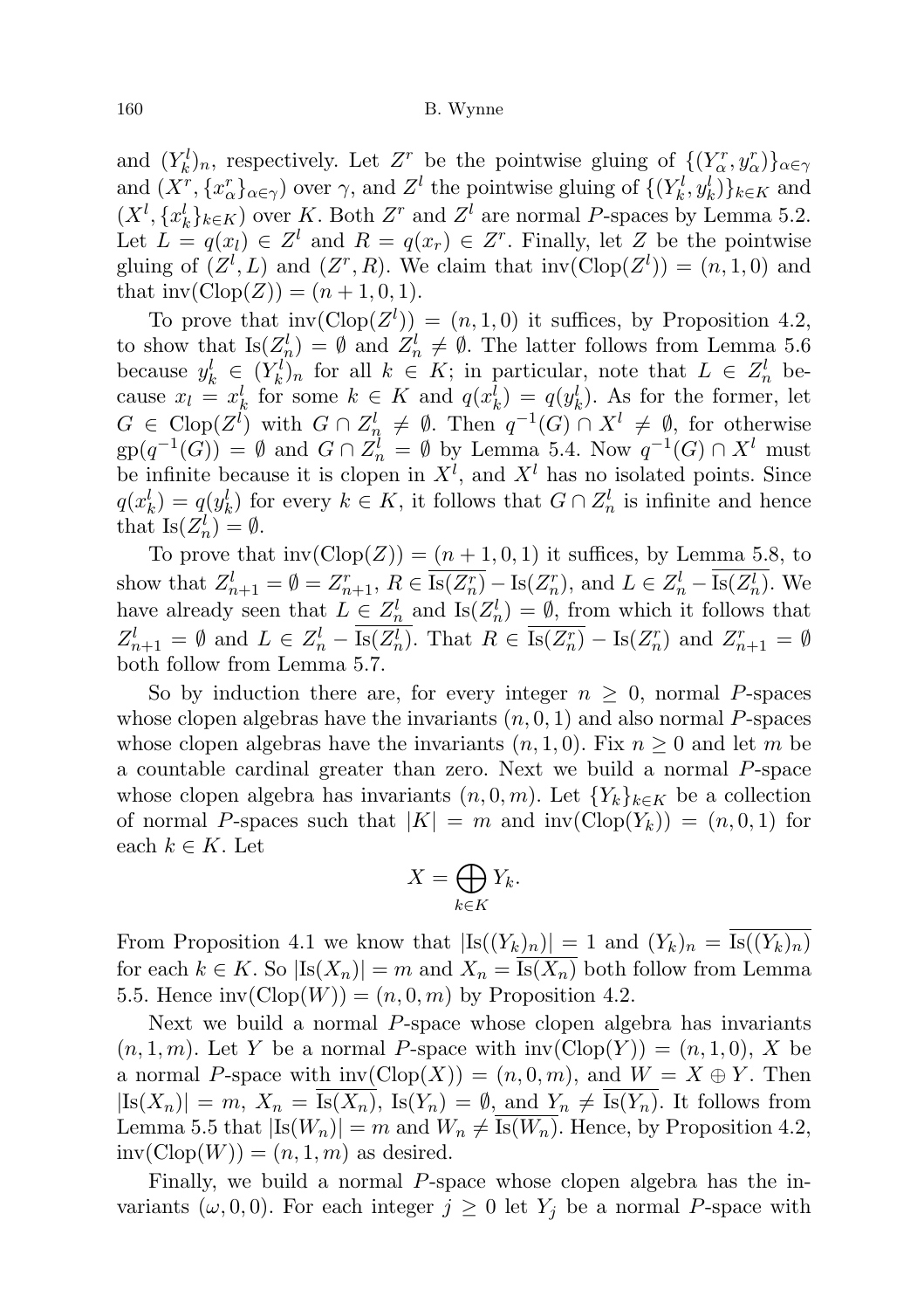and $(Y^l_k)_n$, respectively. Let $Z^r$ be the pointwise gluing of $\{(Y^r_\alpha, y^r_\alpha)\}_{\alpha\in\gamma}$ and $(X^r, \{x^r_\alpha\}_{\alpha\in\gamma})$ over $\gamma$, and $Z^l$ the pointwise gluing of $\{(Y^l_k, y^l_k)\}_{k\in K}$ and $(X^l, \{x^l_k\}_{k\in K})$ over $K$. Both $Z^r$ and $Z^l$ are normal $P$-spaces by Lemma 5.2. Let $L = q(x_l) \in Z^l$ and $R = q(x_r) \in Z^r$. Finally, let $Z$ be the pointwise gluing of $(Z^l, L)$ and $(Z^r, R)$. We claim that $\mathrm{inv}(\mathrm{Clop}(Z^l)) = (n, 1, 0)$ and that $\mathrm{inv}(\mathrm{Clop}(Z)) = (n + 1, 0, 1)$.

To prove that $\mathrm{inv}(\mathrm{Clop}(Z^l)) = (n, 1, 0)$ it suffices, by Proposition 4.2, to show that $\mathrm{Is}(Z^l_n) = \emptyset$ and $Z^l_n \neq \emptyset$. The latter follows from Lemma 5.6 because $y^l_k \in (Y^l_k)_n$ for all $k \in K$; in particular, note that $L \in Z^l_n$ because $x_l = x^l_k$ for some $k \in K$ and $q(x^l_k) = q(y^l_k)$. As for the former, let $G \in \mathrm{Clop}(Z^l)$ with $G \cap Z^l_n \neq \emptyset$. Then $q^{-1}(G) \cap X^l \neq \emptyset$, for otherwise $\mathrm{gp}(q^{-1}(G)) = \emptyset$ and $G \cap Z^l_n = \emptyset$ by Lemma 5.4. Now $q^{-1}(G) \cap X^l$ must be infinite because it is clopen in $X^l$, and $X^l$ has no isolated points. Since $q(x^l_k) = q(y^l_k)$ for every $k \in K$, it follows that $G \cap Z^l_n$ is infinite and hence that $\mathrm{Is}(Z^l_n) = \emptyset$.

To prove that $\mathrm{inv}(\mathrm{Clop}(Z)) = (n + 1, 0, 1)$ it suffices, by Lemma 5.8, to show that $Z^l_{n+1} = \emptyset = Z^r_{n+1}$, $R \in \overline{\mathrm{Is}(Z^r_n)} - \mathrm{Is}(Z^r_n)$, and $L \in Z^l_n - \overline{\mathrm{Is}(Z^l_n)}$. We have already seen that $L \in Z^l_n$ and $\mathrm{Is}(Z^l_n) = \emptyset$, from which it follows that $Z^l_{n+1} = \emptyset$ and $L \in Z^l_n - \overline{\mathrm{Is}(Z^l_n)}$. That $R \in \overline{\mathrm{Is}(Z^r_n)} - \mathrm{Is}(Z^r_n)$ and $Z^r_{n+1} = \emptyset$ both follow from Lemma 5.7.

So by induction there are, for every integer $n \geq 0$, normal $P$-spaces whose clopen algebras have the invariants $(n, 0, 1)$ and also normal $P$-spaces whose clopen algebras have the invariants $(n, 1, 0)$. Fix $n \geq 0$ and let $m$ be a countable cardinal greater than zero. Next we build a normal $P$-space whose clopen algebra has invariants $(n, 0, m)$. Let $\{Y_k\}_{k\in K}$ be a collection of normal $P$-spaces such that $|K| = m$ and $\mathrm{inv}(\mathrm{Clop}(Y_k)) = (n, 0, 1)$ for each $k \in K$. Let

$$X = \bigoplus_{k\in K} Y_k.$$

From Proposition 4.1 we know that $|\mathrm{Is}((Y_k)_n)| = 1$ and $(Y_k)_n = \overline{\mathrm{Is}((Y_k)_n)}$ for each $k \in K$. So $|\mathrm{Is}(X_n)| = m$ and $X_n = \overline{\mathrm{Is}(X_n)}$ both follow from Lemma 5.5. Hence $\mathrm{inv}(\mathrm{Clop}(W)) = (n, 0, m)$ by Proposition 4.2.

Next we build a normal $P$-space whose clopen algebra has invariants $(n, 1, m)$. Let $Y$ be a normal $P$-space with $\mathrm{inv}(\mathrm{Clop}(Y)) = (n, 1, 0)$, $X$ be a normal $P$-space with $\mathrm{inv}(\mathrm{Clop}(X)) = (n, 0, m)$, and $W = X \oplus Y$. Then $|\mathrm{Is}(X_n)| = m$, $X_n = \overline{\mathrm{Is}(X_n)}$, $\mathrm{Is}(Y_n) = \emptyset$, and $Y_n \neq \overline{\mathrm{Is}(Y_n)}$. It follows from Lemma 5.5 that $|\mathrm{Is}(W_n)| = m$ and $W_n \neq \overline{\mathrm{Is}(W_n)}$. Hence, by Proposition 4.2, $\mathrm{inv}(\mathrm{Clop}(W)) = (n, 1, m)$ as desired.

Finally, we build a normal $P$-space whose clopen algebra has the invariants $(\omega, 0, 0)$. For each integer $j \geq 0$ let $Y_j$ be a normal $P$-space with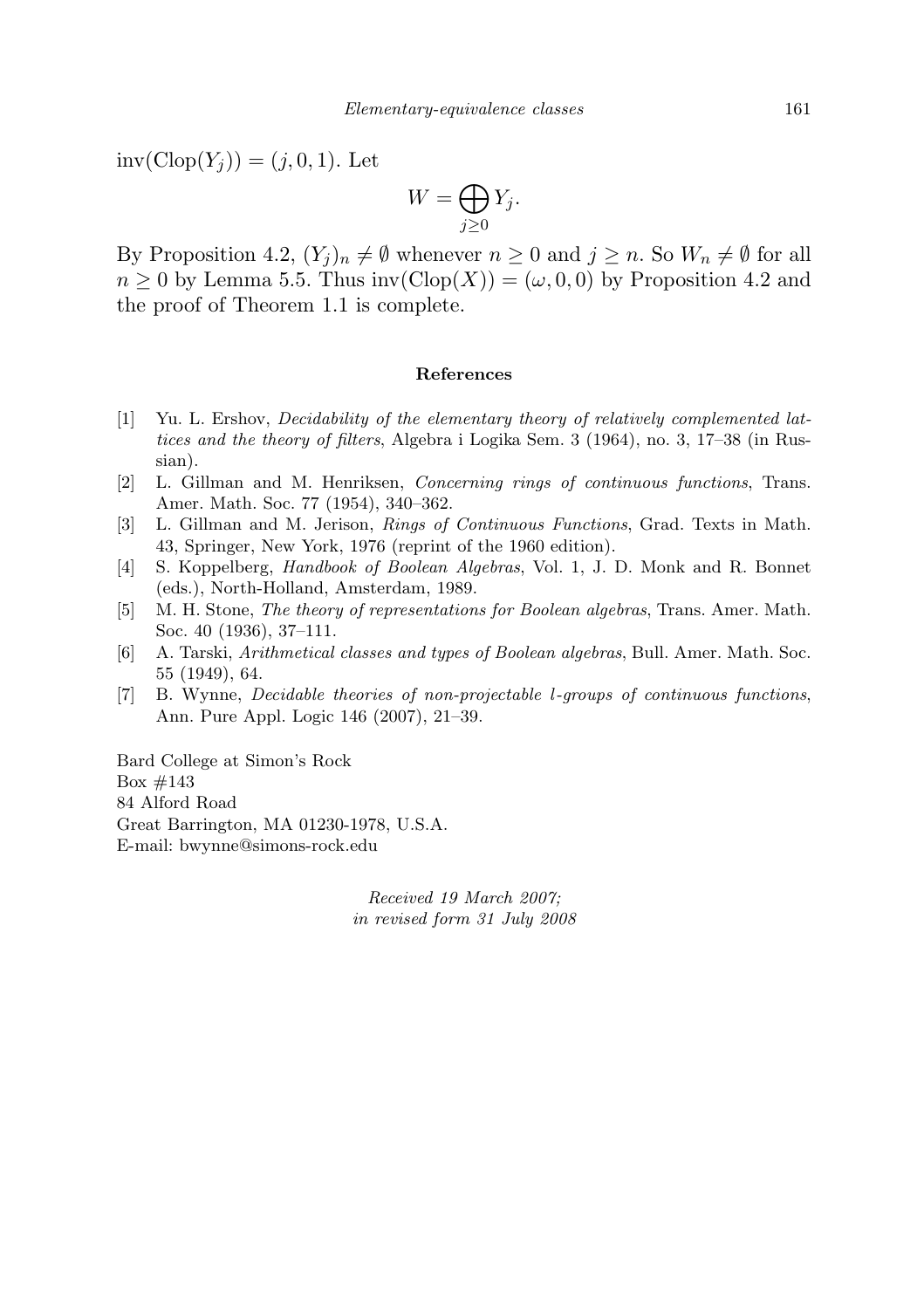$\mathrm{inv}(\mathrm{Clop}(Y_j)) = (j, 0, 1)$. Let

$$W = \bigoplus_{j \geq 0} Y_j.$$

By Proposition 4.2, $(Y_j)_n \neq \emptyset$ whenever $n \geq 0$ and $j \geq n$. So $W_n \neq \emptyset$ for all $n \geq 0$ by Lemma 5.5. Thus $\mathrm{inv}(\mathrm{Clop}(X)) = (\omega, 0, 0)$ by Proposition 4.2 and the proof of Theorem 1.1 is complete.

## References

[1] Yu. L. Ershov, *Decidability of the elementary theory of relatively complemented lattices and the theory of filters*, Algebra i Logika Sem. 3 (1964), no. 3, 17–38 (in Russian).

[2] L. Gillman and M. Henriksen, *Concerning rings of continuous functions*, Trans. Amer. Math. Soc. 77 (1954), 340–362.

[3] L. Gillman and M. Jerison, *Rings of Continuous Functions*, Grad. Texts in Math. 43, Springer, New York, 1976 (reprint of the 1960 edition).

[4] S. Koppelberg, *Handbook of Boolean Algebras*, Vol. 1, J. D. Monk and R. Bonnet (eds.), North-Holland, Amsterdam, 1989.

[5] M. H. Stone, *The theory of representations for Boolean algebras*, Trans. Amer. Math. Soc. 40 (1936), 37–111.

[6] A. Tarski, *Arithmetical classes and types of Boolean algebras*, Bull. Amer. Math. Soc. 55 (1949), 64.

[7] B. Wynne, *Decidable theories of non-projectable l-groups of continuous functions*, Ann. Pure Appl. Logic 146 (2007), 21–39.

Bard College at Simon's Rock
Box #143
84 Alford Road
Great Barrington, MA 01230-1978, U.S.A.
E-mail: bwynne@simons-rock.edu

*Received 19 March 2007;*
*in revised form 31 July 2008*